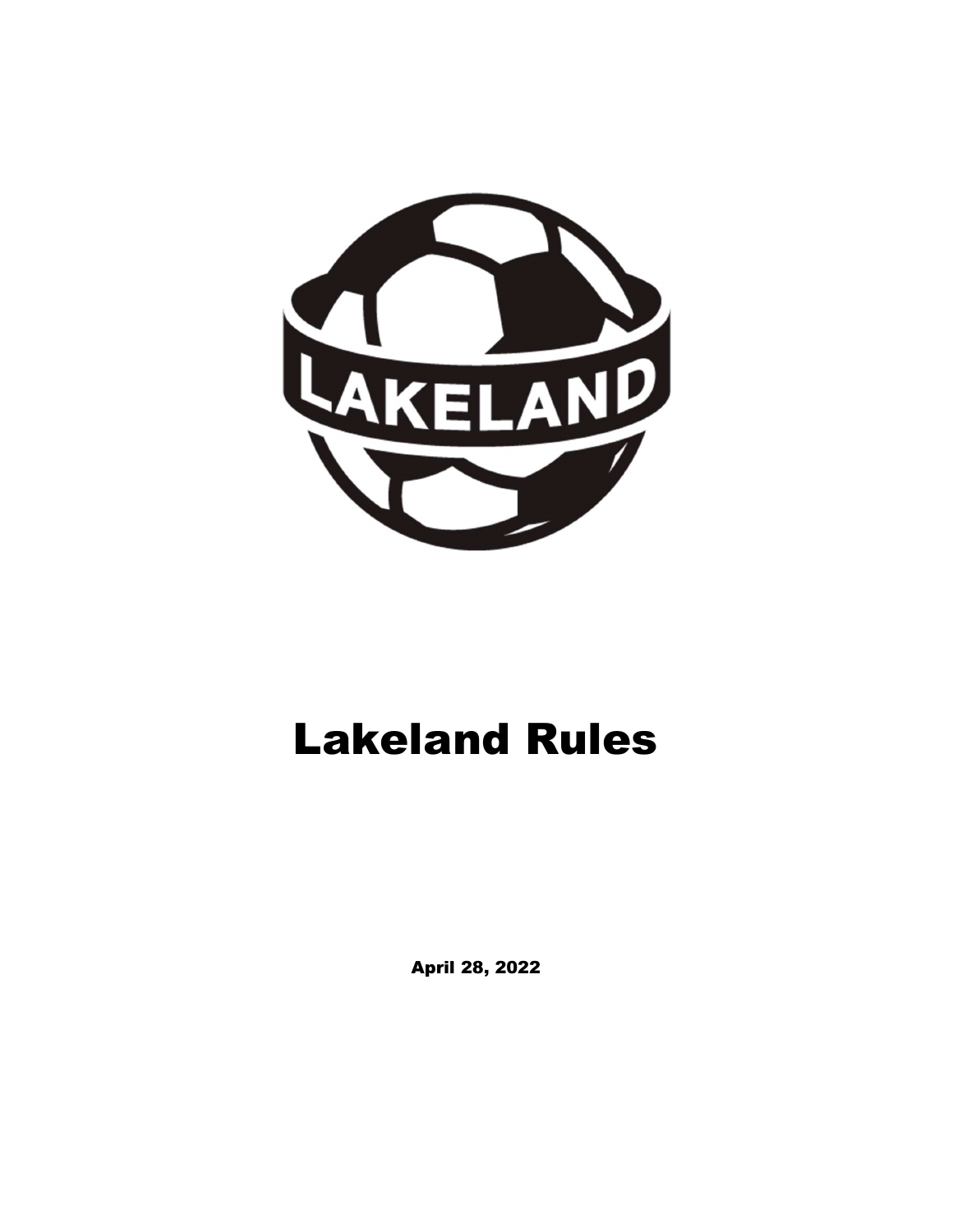# Lakeland Rules

**April 28, 2022**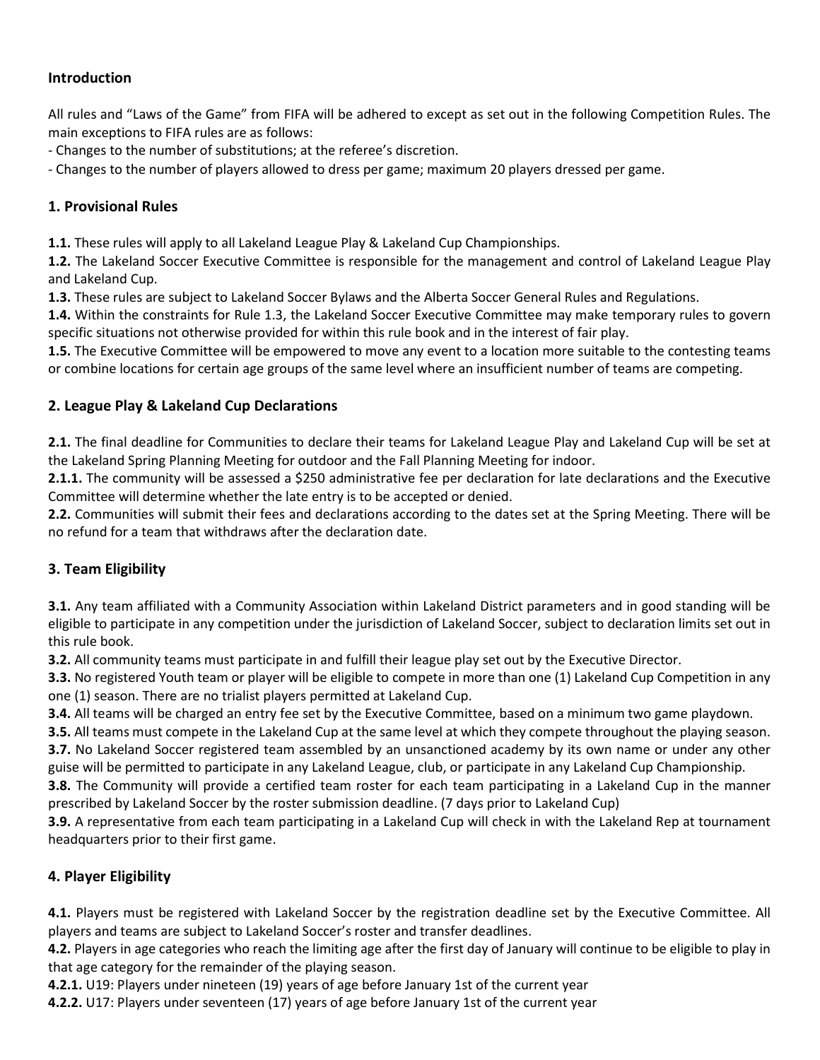## Introduction

All rules and "Laws of the Game" from FIFA will be adhered to except as set out in the following Competition Rules. The main exceptions to FIFA rules are as follows:

- Changes to the number of substitutions; at the referee's discretion.
- Changes to the number of players allowed to dress per game; maximum 20 players dressed per game.

## 1. Provisional Rules

**1.1.** These rules will apply to all Lakeland League Play & Lakeland Cup Championships.
**1.2.** The Lakeland Soccer Executive Committee is responsible for the management and control of Lakeland League Play and Lakeland Cup.
**1.3.** These rules are subject to Lakeland Soccer Bylaws and the Alberta Soccer General Rules and Regulations.
**1.4.** Within the constraints for Rule 1.3, the Lakeland Soccer Executive Committee may make temporary rules to govern specific situations not otherwise provided for within this rule book and in the interest of fair play.
**1.5.** The Executive Committee will be empowered to move any event to a location more suitable to the contesting teams or combine locations for certain age groups of the same level where an insufficient number of teams are competing.

## 2. League Play & Lakeland Cup Declarations

**2.1.** The final deadline for Communities to declare their teams for Lakeland League Play and Lakeland Cup will be set at the Lakeland Spring Planning Meeting for outdoor and the Fall Planning Meeting for indoor.
**2.1.1.** The community will be assessed a $250 administrative fee per declaration for late declarations and the Executive Committee will determine whether the late entry is to be accepted or denied.
**2.2.** Communities will submit their fees and declarations according to the dates set at the Spring Meeting. There will be no refund for a team that withdraws after the declaration date.

## 3. Team Eligibility

**3.1.** Any team affiliated with a Community Association within Lakeland District parameters and in good standing will be eligible to participate in any competition under the jurisdiction of Lakeland Soccer, subject to declaration limits set out in this rule book.
**3.2.** All community teams must participate in and fulfill their league play set out by the Executive Director.
**3.3.** No registered Youth team or player will be eligible to compete in more than one (1) Lakeland Cup Competition in any one (1) season. There are no trialist players permitted at Lakeland Cup.
**3.4.** All teams will be charged an entry fee set by the Executive Committee, based on a minimum two game playdown.
**3.5.** All teams must compete in the Lakeland Cup at the same level at which they compete throughout the playing season.
**3.7.** No Lakeland Soccer registered team assembled by an unsanctioned academy by its own name or under any other guise will be permitted to participate in any Lakeland League, club, or participate in any Lakeland Cup Championship.
**3.8.** The Community will provide a certified team roster for each team participating in a Lakeland Cup in the manner prescribed by Lakeland Soccer by the roster submission deadline. (7 days prior to Lakeland Cup)
**3.9.** A representative from each team participating in a Lakeland Cup will check in with the Lakeland Rep at tournament headquarters prior to their first game.

## 4. Player Eligibility

**4.1.** Players must be registered with Lakeland Soccer by the registration deadline set by the Executive Committee. All players and teams are subject to Lakeland Soccer's roster and transfer deadlines.
**4.2.** Players in age categories who reach the limiting age after the first day of January will continue to be eligible to play in that age category for the remainder of the playing season.
**4.2.1.** U19: Players under nineteen (19) years of age before January 1st of the current year
**4.2.2.** U17: Players under seventeen (17) years of age before January 1st of the current year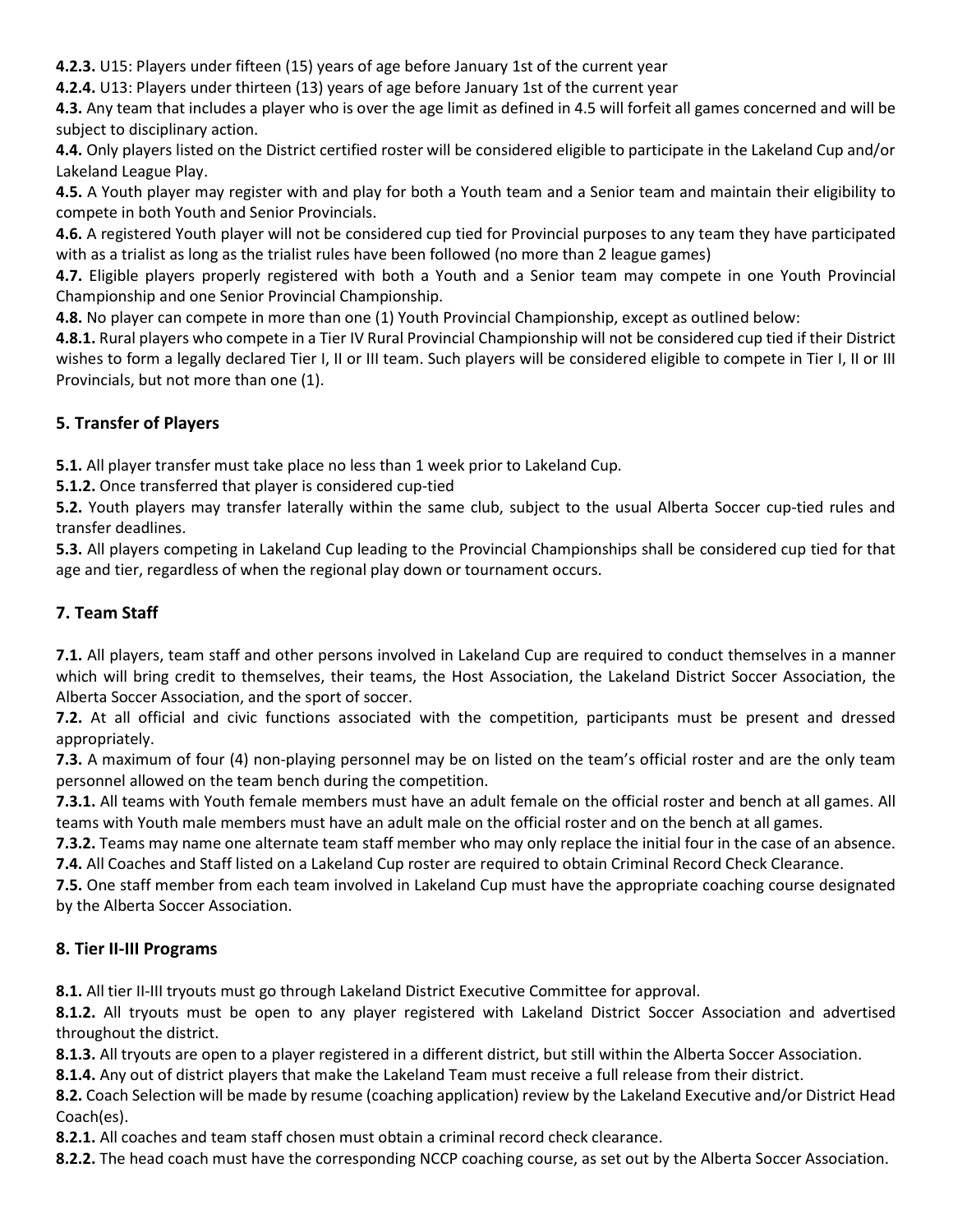**4.2.3.** U15: Players under fifteen (15) years of age before January 1st of the current year

**4.2.4.** U13: Players under thirteen (13) years of age before January 1st of the current year

**4.3.** Any team that includes a player who is over the age limit as defined in 4.5 will forfeit all games concerned and will be subject to disciplinary action.

**4.4.** Only players listed on the District certified roster will be considered eligible to participate in the Lakeland Cup and/or Lakeland League Play.

**4.5.** A Youth player may register with and play for both a Youth team and a Senior team and maintain their eligibility to compete in both Youth and Senior Provincials.

**4.6.** A registered Youth player will not be considered cup tied for Provincial purposes to any team they have participated with as a trialist as long as the trialist rules have been followed (no more than 2 league games)

**4.7.** Eligible players properly registered with both a Youth and a Senior team may compete in one Youth Provincial Championship and one Senior Provincial Championship.

**4.8.** No player can compete in more than one (1) Youth Provincial Championship, except as outlined below:

**4.8.1.** Rural players who compete in a Tier IV Rural Provincial Championship will not be considered cup tied if their District wishes to form a legally declared Tier I, II or III team. Such players will be considered eligible to compete in Tier I, II or III Provincials, but not more than one (1).

## 5. Transfer of Players

**5.1.** All player transfer must take place no less than 1 week prior to Lakeland Cup.

**5.1.2.** Once transferred that player is considered cup-tied

**5.2.** Youth players may transfer laterally within the same club, subject to the usual Alberta Soccer cup-tied rules and transfer deadlines.

**5.3.** All players competing in Lakeland Cup leading to the Provincial Championships shall be considered cup tied for that age and tier, regardless of when the regional play down or tournament occurs.

## 7. Team Staff

**7.1.** All players, team staff and other persons involved in Lakeland Cup are required to conduct themselves in a manner which will bring credit to themselves, their teams, the Host Association, the Lakeland District Soccer Association, the Alberta Soccer Association, and the sport of soccer.

**7.2.** At all official and civic functions associated with the competition, participants must be present and dressed appropriately.

**7.3.** A maximum of four (4) non-playing personnel may be on listed on the team's official roster and are the only team personnel allowed on the team bench during the competition.

**7.3.1.** All teams with Youth female members must have an adult female on the official roster and bench at all games. All teams with Youth male members must have an adult male on the official roster and on the bench at all games.

**7.3.2.** Teams may name one alternate team staff member who may only replace the initial four in the case of an absence.

**7.4.** All Coaches and Staff listed on a Lakeland Cup roster are required to obtain Criminal Record Check Clearance.

**7.5.** One staff member from each team involved in Lakeland Cup must have the appropriate coaching course designated by the Alberta Soccer Association.

## 8. Tier II-III Programs

**8.1.** All tier II-III tryouts must go through Lakeland District Executive Committee for approval.

**8.1.2.** All tryouts must be open to any player registered with Lakeland District Soccer Association and advertised throughout the district.

**8.1.3.** All tryouts are open to a player registered in a different district, but still within the Alberta Soccer Association.

**8.1.4.** Any out of district players that make the Lakeland Team must receive a full release from their district.

**8.2.** Coach Selection will be made by resume (coaching application) review by the Lakeland Executive and/or District Head Coach(es).

**8.2.1.** All coaches and team staff chosen must obtain a criminal record check clearance.

**8.2.2.** The head coach must have the corresponding NCCP coaching course, as set out by the Alberta Soccer Association.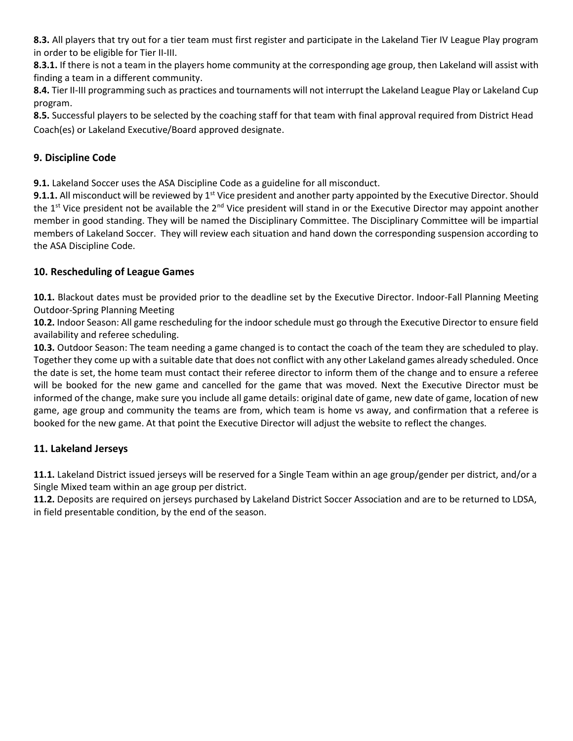**8.3.** All players that try out for a tier team must first register and participate in the Lakeland Tier IV League Play program in order to be eligible for Tier II-III.

**8.3.1.** If there is not a team in the players home community at the corresponding age group, then Lakeland will assist with finding a team in a different community.

**8.4.** Tier II-III programming such as practices and tournaments will not interrupt the Lakeland League Play or Lakeland Cup program.

**8.5.** Successful players to be selected by the coaching staff for that team with final approval required from District Head Coach(es) or Lakeland Executive/Board approved designate.

## 9. Discipline Code

**9.1.** Lakeland Soccer uses the ASA Discipline Code as a guideline for all misconduct.

**9.1.1.** All misconduct will be reviewed by 1st Vice president and another party appointed by the Executive Director. Should the 1st Vice president not be available the 2nd Vice president will stand in or the Executive Director may appoint another member in good standing. They will be named the Disciplinary Committee. The Disciplinary Committee will be impartial members of Lakeland Soccer. They will review each situation and hand down the corresponding suspension according to the ASA Discipline Code.

## 10. Rescheduling of League Games

**10.1.** Blackout dates must be provided prior to the deadline set by the Executive Director. Indoor-Fall Planning Meeting Outdoor-Spring Planning Meeting

**10.2.** Indoor Season: All game rescheduling for the indoor schedule must go through the Executive Director to ensure field availability and referee scheduling.

**10.3.** Outdoor Season: The team needing a game changed is to contact the coach of the team they are scheduled to play. Together they come up with a suitable date that does not conflict with any other Lakeland games already scheduled. Once the date is set, the home team must contact their referee director to inform them of the change and to ensure a referee will be booked for the new game and cancelled for the game that was moved. Next the Executive Director must be informed of the change, make sure you include all game details: original date of game, new date of game, location of new game, age group and community the teams are from, which team is home vs away, and confirmation that a referee is booked for the new game. At that point the Executive Director will adjust the website to reflect the changes.

## 11. Lakeland Jerseys

**11.1.** Lakeland District issued jerseys will be reserved for a Single Team within an age group/gender per district, and/or a Single Mixed team within an age group per district.

**11.2.** Deposits are required on jerseys purchased by Lakeland District Soccer Association and are to be returned to LDSA, in field presentable condition, by the end of the season.